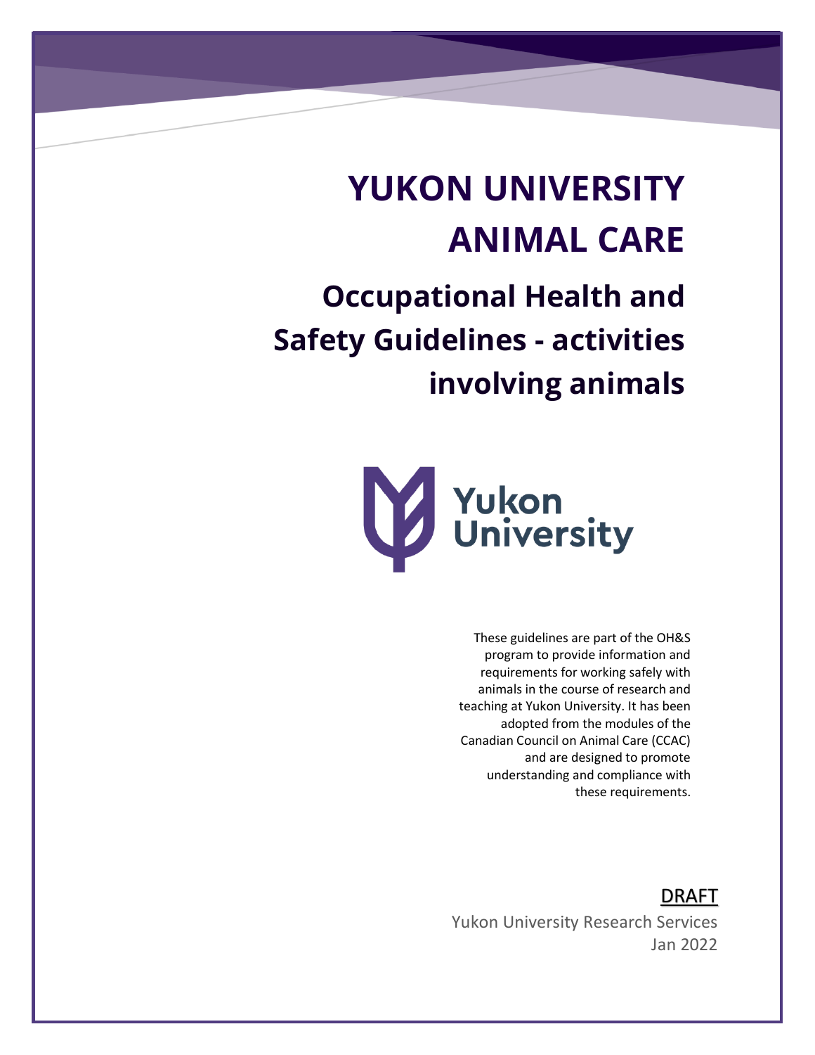# YUKON UNIVERSITY ANIMAL CARE

## Occupational Health and Safety Guidelines - activities involving animals

Yukon University

These guidelines are part of the OH&S program to provide information and requirements for working safely with animals in the course of research and teaching at Yukon University. It has been adopted from the modules of the Canadian Council on Animal Care (CCAC) and are designed to promote understanding and compliance with these requirements.

DRAFT

Yukon University Research Services

Jan 2022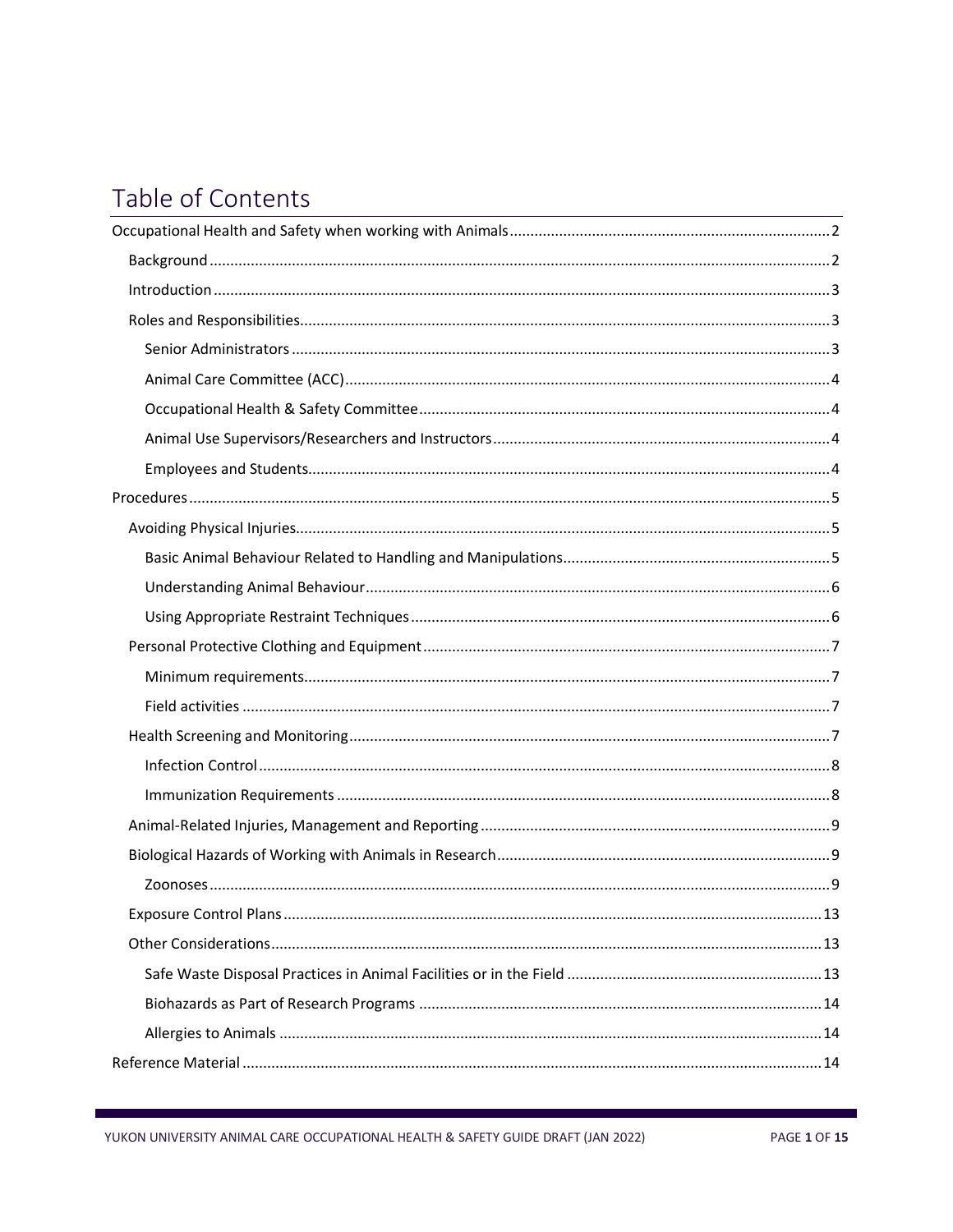# Table of Contents

- Occupational Health and Safety when working with Animals ........ 2
  - Background ........ 2
  - Introduction ........ 3
  - Roles and Responsibilities ........ 3
    - Senior Administrators ........ 3
    - Animal Care Committee (ACC) ........ 4
    - Occupational Health & Safety Committee ........ 4
    - Animal Use Supervisors/Researchers and Instructors ........ 4
    - Employees and Students ........ 4
- Procedures ........ 5
  - Avoiding Physical Injuries ........ 5
    - Basic Animal Behaviour Related to Handling and Manipulations ........ 5
    - Understanding Animal Behaviour ........ 6
    - Using Appropriate Restraint Techniques ........ 6
  - Personal Protective Clothing and Equipment ........ 7
    - Minimum requirements ........ 7
    - Field activities ........ 7
  - Health Screening and Monitoring ........ 7
    - Infection Control ........ 8
    - Immunization Requirements ........ 8
  - Animal-Related Injuries, Management and Reporting ........ 9
  - Biological Hazards of Working with Animals in Research ........ 9
    - Zoonoses ........ 9
  - Exposure Control Plans ........ 13
  - Other Considerations ........ 13
    - Safe Waste Disposal Practices in Animal Facilities or in the Field ........ 13
    - Biohazards as Part of Research Programs ........ 14
    - Allergies to Animals ........ 14
- Reference Material ........ 14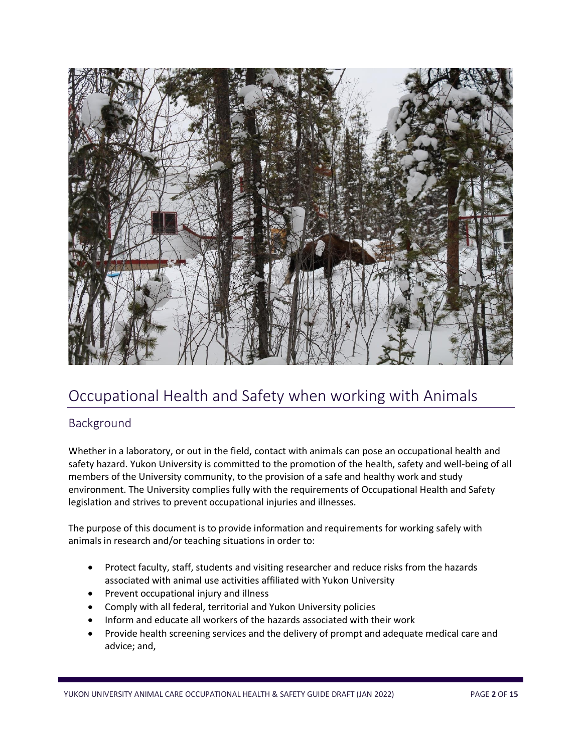# Occupational Health and Safety when working with Animals

## Background

Whether in a laboratory, or out in the field, contact with animals can pose an occupational health and safety hazard. Yukon University is committed to the promotion of the health, safety and well-being of all members of the University community, to the provision of a safe and healthy work and study environment. The University complies fully with the requirements of Occupational Health and Safety legislation and strives to prevent occupational injuries and illnesses.

The purpose of this document is to provide information and requirements for working safely with animals in research and/or teaching situations in order to:

- Protect faculty, staff, students and visiting researcher and reduce risks from the hazards associated with animal use activities affiliated with Yukon University
- Prevent occupational injury and illness
- Comply with all federal, territorial and Yukon University policies
- Inform and educate all workers of the hazards associated with their work
- Provide health screening services and the delivery of prompt and adequate medical care and advice; and,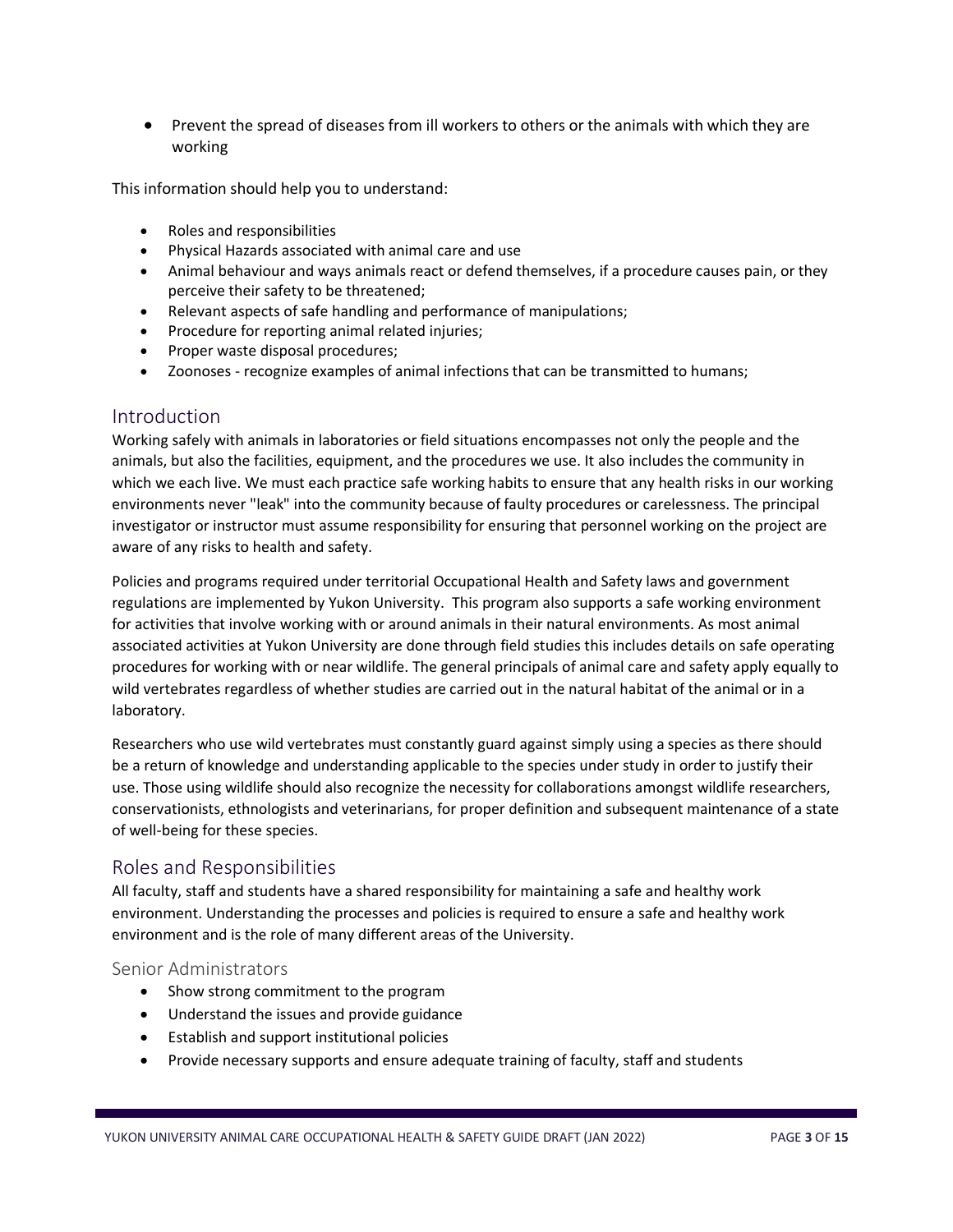- Prevent the spread of diseases from ill workers to others or the animals with which they are working

This information should help you to understand:

- Roles and responsibilities
- Physical Hazards associated with animal care and use
- Animal behaviour and ways animals react or defend themselves, if a procedure causes pain, or they perceive their safety to be threatened;
- Relevant aspects of safe handling and performance of manipulations;
- Procedure for reporting animal related injuries;
- Proper waste disposal procedures;
- Zoonoses - recognize examples of animal infections that can be transmitted to humans;

## Introduction

Working safely with animals in laboratories or field situations encompasses not only the people and the animals, but also the facilities, equipment, and the procedures we use. It also includes the community in which we each live. We must each practice safe working habits to ensure that any health risks in our working environments never "leak" into the community because of faulty procedures or carelessness. The principal investigator or instructor must assume responsibility for ensuring that personnel working on the project are aware of any risks to health and safety.

Policies and programs required under territorial Occupational Health and Safety laws and government regulations are implemented by Yukon University. This program also supports a safe working environment for activities that involve working with or around animals in their natural environments. As most animal associated activities at Yukon University are done through field studies this includes details on safe operating procedures for working with or near wildlife. The general principals of animal care and safety apply equally to wild vertebrates regardless of whether studies are carried out in the natural habitat of the animal or in a laboratory.

Researchers who use wild vertebrates must constantly guard against simply using a species as there should be a return of knowledge and understanding applicable to the species under study in order to justify their use. Those using wildlife should also recognize the necessity for collaborations amongst wildlife researchers, conservationists, ethnologists and veterinarians, for proper definition and subsequent maintenance of a state of well-being for these species.

## Roles and Responsibilities

All faculty, staff and students have a shared responsibility for maintaining a safe and healthy work environment. Understanding the processes and policies is required to ensure a safe and healthy work environment and is the role of many different areas of the University.

### Senior Administrators

- Show strong commitment to the program
- Understand the issues and provide guidance
- Establish and support institutional policies
- Provide necessary supports and ensure adequate training of faculty, staff and students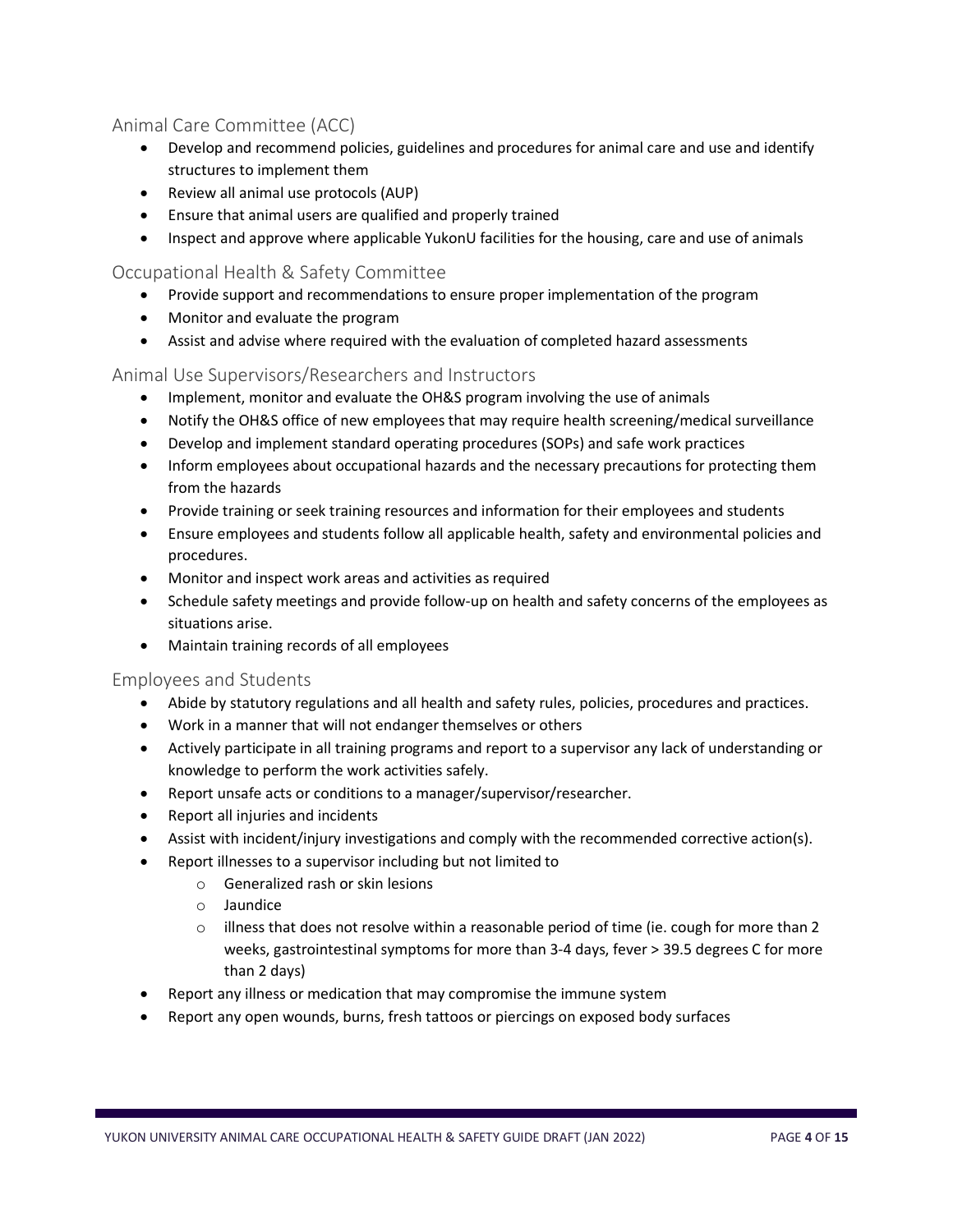## Animal Care Committee (ACC)

- Develop and recommend policies, guidelines and procedures for animal care and use and identify structures to implement them
- Review all animal use protocols (AUP)
- Ensure that animal users are qualified and properly trained
- Inspect and approve where applicable YukonU facilities for the housing, care and use of animals

## Occupational Health & Safety Committee

- Provide support and recommendations to ensure proper implementation of the program
- Monitor and evaluate the program
- Assist and advise where required with the evaluation of completed hazard assessments

## Animal Use Supervisors/Researchers and Instructors

- Implement, monitor and evaluate the OH&S program involving the use of animals
- Notify the OH&S office of new employees that may require health screening/medical surveillance
- Develop and implement standard operating procedures (SOPs) and safe work practices
- Inform employees about occupational hazards and the necessary precautions for protecting them from the hazards
- Provide training or seek training resources and information for their employees and students
- Ensure employees and students follow all applicable health, safety and environmental policies and procedures.
- Monitor and inspect work areas and activities as required
- Schedule safety meetings and provide follow-up on health and safety concerns of the employees as situations arise.
- Maintain training records of all employees

## Employees and Students

- Abide by statutory regulations and all health and safety rules, policies, procedures and practices.
- Work in a manner that will not endanger themselves or others
- Actively participate in all training programs and report to a supervisor any lack of understanding or knowledge to perform the work activities safely.
- Report unsafe acts or conditions to a manager/supervisor/researcher.
- Report all injuries and incidents
- Assist with incident/injury investigations and comply with the recommended corrective action(s).
- Report illnesses to a supervisor including but not limited to
  - Generalized rash or skin lesions
  - Jaundice
  - illness that does not resolve within a reasonable period of time (ie. cough for more than 2 weeks, gastrointestinal symptoms for more than 3-4 days, fever > 39.5 degrees C for more than 2 days)
- Report any illness or medication that may compromise the immune system
- Report any open wounds, burns, fresh tattoos or piercings on exposed body surfaces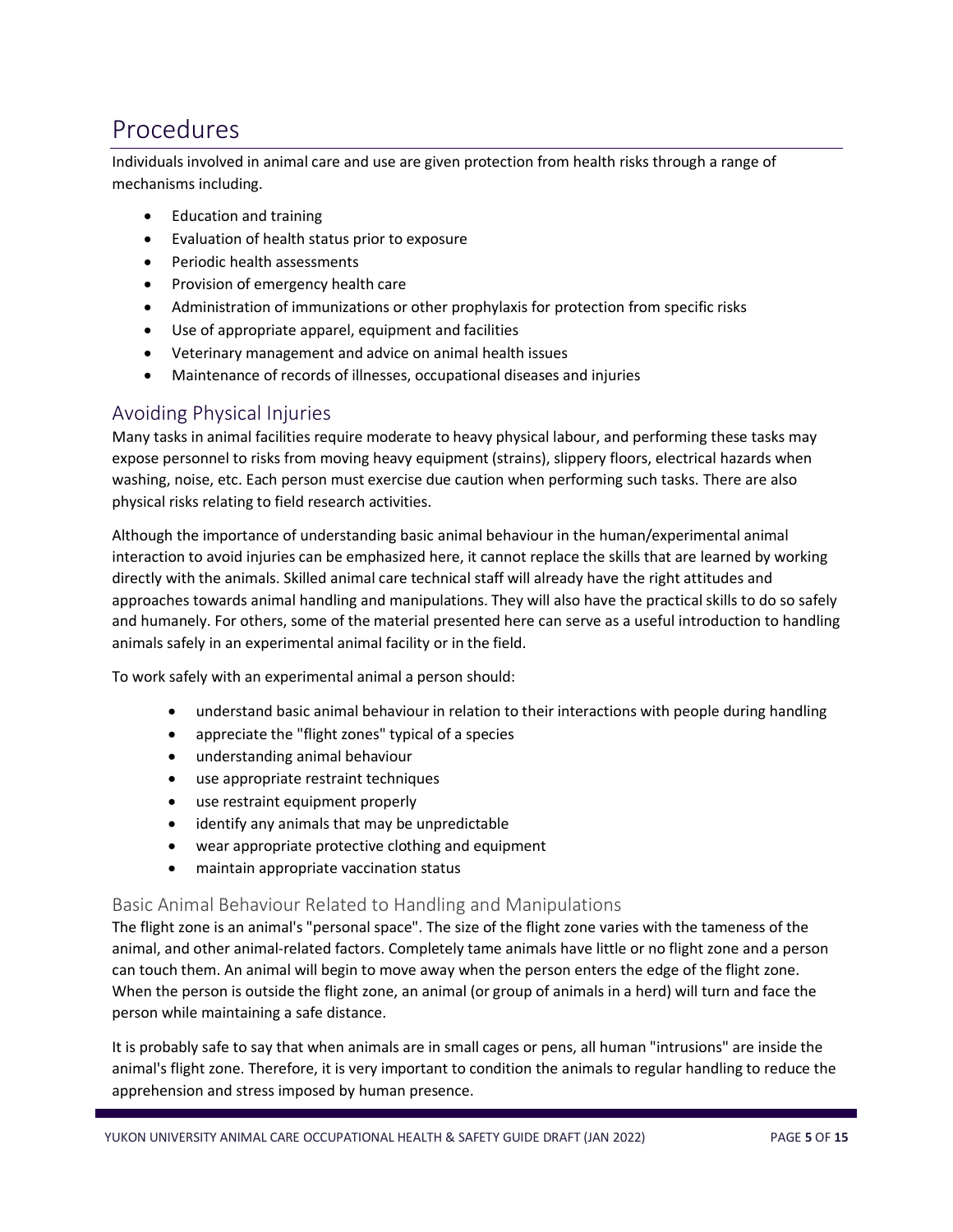# Procedures

Individuals involved in animal care and use are given protection from health risks through a range of mechanisms including.

- Education and training
- Evaluation of health status prior to exposure
- Periodic health assessments
- Provision of emergency health care
- Administration of immunizations or other prophylaxis for protection from specific risks
- Use of appropriate apparel, equipment and facilities
- Veterinary management and advice on animal health issues
- Maintenance of records of illnesses, occupational diseases and injuries

## Avoiding Physical Injuries

Many tasks in animal facilities require moderate to heavy physical labour, and performing these tasks may expose personnel to risks from moving heavy equipment (strains), slippery floors, electrical hazards when washing, noise, etc. Each person must exercise due caution when performing such tasks. There are also physical risks relating to field research activities.

Although the importance of understanding basic animal behaviour in the human/experimental animal interaction to avoid injuries can be emphasized here, it cannot replace the skills that are learned by working directly with the animals. Skilled animal care technical staff will already have the right attitudes and approaches towards animal handling and manipulations. They will also have the practical skills to do so safely and humanely. For others, some of the material presented here can serve as a useful introduction to handling animals safely in an experimental animal facility or in the field.

To work safely with an experimental animal a person should:

- understand basic animal behaviour in relation to their interactions with people during handling
- appreciate the "flight zones" typical of a species
- understanding animal behaviour
- use appropriate restraint techniques
- use restraint equipment properly
- identify any animals that may be unpredictable
- wear appropriate protective clothing and equipment
- maintain appropriate vaccination status

### Basic Animal Behaviour Related to Handling and Manipulations

The flight zone is an animal's "personal space". The size of the flight zone varies with the tameness of the animal, and other animal-related factors. Completely tame animals have little or no flight zone and a person can touch them. An animal will begin to move away when the person enters the edge of the flight zone. When the person is outside the flight zone, an animal (or group of animals in a herd) will turn and face the person while maintaining a safe distance.

It is probably safe to say that when animals are in small cages or pens, all human "intrusions" are inside the animal's flight zone. Therefore, it is very important to condition the animals to regular handling to reduce the apprehension and stress imposed by human presence.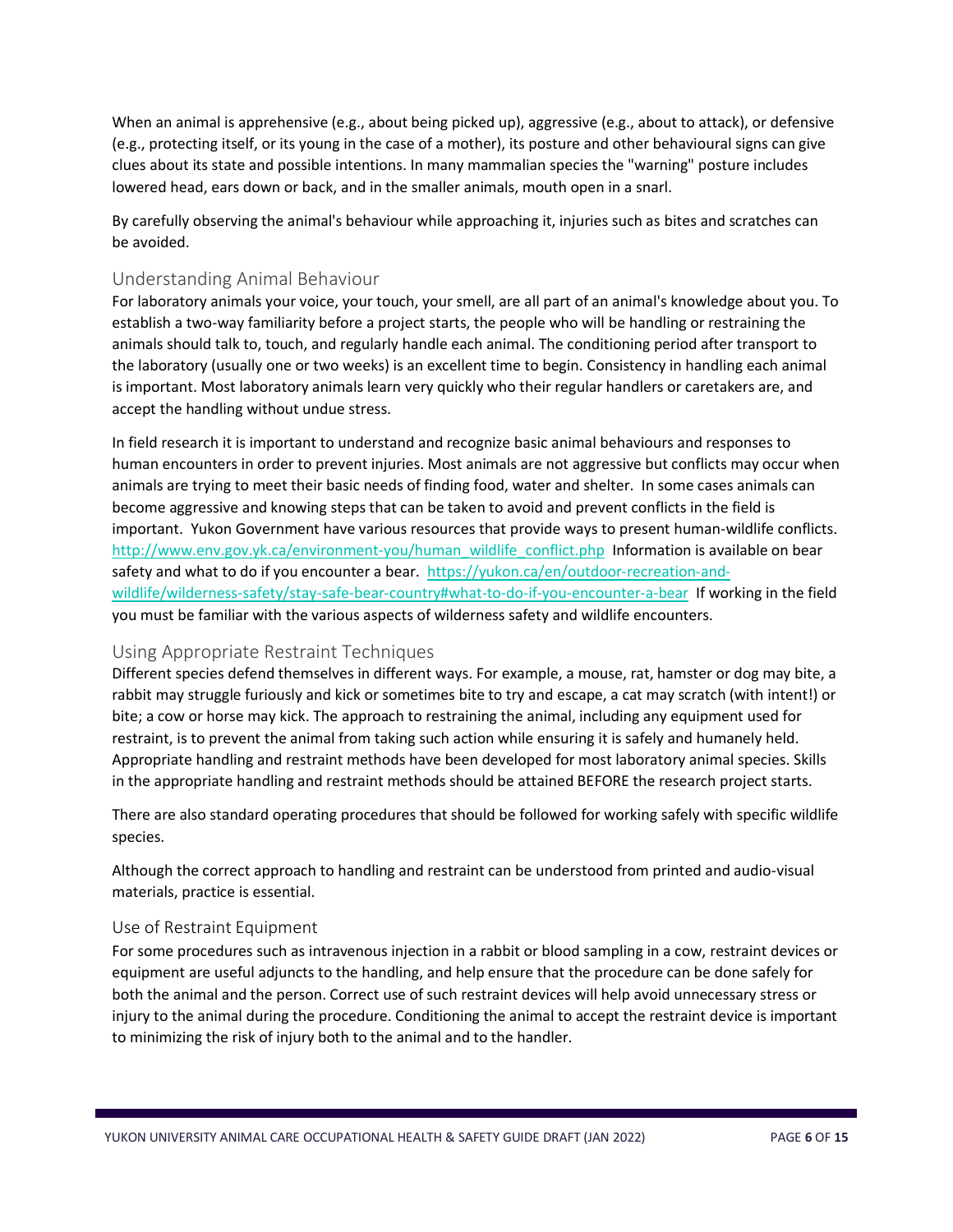When an animal is apprehensive (e.g., about being picked up), aggressive (e.g., about to attack), or defensive (e.g., protecting itself, or its young in the case of a mother), its posture and other behavioural signs can give clues about its state and possible intentions. In many mammalian species the "warning" posture includes lowered head, ears down or back, and in the smaller animals, mouth open in a snarl.

By carefully observing the animal's behaviour while approaching it, injuries such as bites and scratches can be avoided.

## Understanding Animal Behaviour

For laboratory animals your voice, your touch, your smell, are all part of an animal's knowledge about you. To establish a two-way familiarity before a project starts, the people who will be handling or restraining the animals should talk to, touch, and regularly handle each animal. The conditioning period after transport to the laboratory (usually one or two weeks) is an excellent time to begin. Consistency in handling each animal is important. Most laboratory animals learn very quickly who their regular handlers or caretakers are, and accept the handling without undue stress.

In field research it is important to understand and recognize basic animal behaviours and responses to human encounters in order to prevent injuries. Most animals are not aggressive but conflicts may occur when animals are trying to meet their basic needs of finding food, water and shelter. In some cases animals can become aggressive and knowing steps that can be taken to avoid and prevent conflicts in the field is important. Yukon Government have various resources that provide ways to present human-wildlife conflicts. http://www.env.gov.yk.ca/environment-you/human_wildlife_conflict.php Information is available on bear safety and what to do if you encounter a bear. https://yukon.ca/en/outdoor-recreation-and-wildlife/wilderness-safety/stay-safe-bear-country#what-to-do-if-you-encounter-a-bear If working in the field you must be familiar with the various aspects of wilderness safety and wildlife encounters.

## Using Appropriate Restraint Techniques

Different species defend themselves in different ways. For example, a mouse, rat, hamster or dog may bite, a rabbit may struggle furiously and kick or sometimes bite to try and escape, a cat may scratch (with intent!) or bite; a cow or horse may kick. The approach to restraining the animal, including any equipment used for restraint, is to prevent the animal from taking such action while ensuring it is safely and humanely held. Appropriate handling and restraint methods have been developed for most laboratory animal species. Skills in the appropriate handling and restraint methods should be attained BEFORE the research project starts.

There are also standard operating procedures that should be followed for working safely with specific wildlife species.

Although the correct approach to handling and restraint can be understood from printed and audio-visual materials, practice is essential.

## Use of Restraint Equipment

For some procedures such as intravenous injection in a rabbit or blood sampling in a cow, restraint devices or equipment are useful adjuncts to the handling, and help ensure that the procedure can be done safely for both the animal and the person. Correct use of such restraint devices will help avoid unnecessary stress or injury to the animal during the procedure. Conditioning the animal to accept the restraint device is important to minimizing the risk of injury both to the animal and to the handler.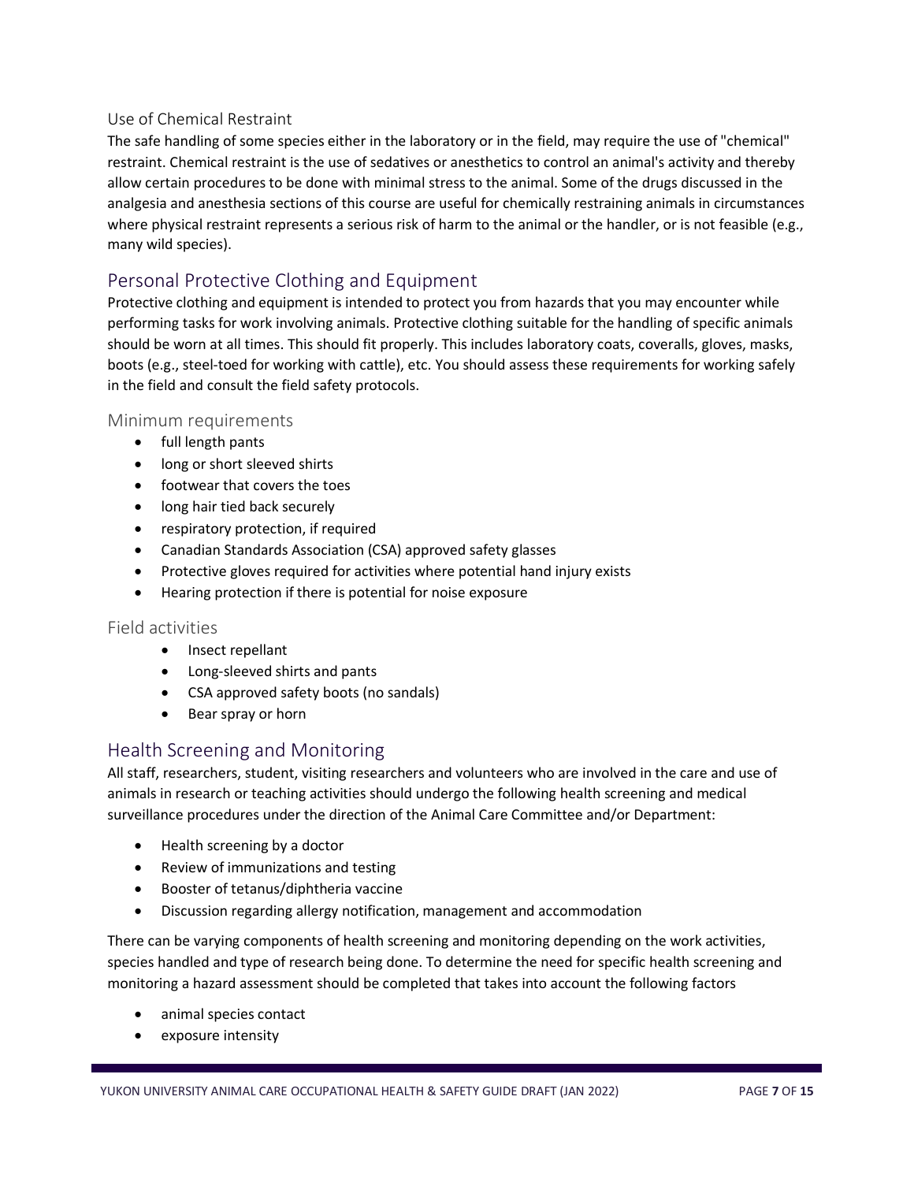### Use of Chemical Restraint

The safe handling of some species either in the laboratory or in the field, may require the use of "chemical" restraint. Chemical restraint is the use of sedatives or anesthetics to control an animal's activity and thereby allow certain procedures to be done with minimal stress to the animal. Some of the drugs discussed in the analgesia and anesthesia sections of this course are useful for chemically restraining animals in circumstances where physical restraint represents a serious risk of harm to the animal or the handler, or is not feasible (e.g., many wild species).

## Personal Protective Clothing and Equipment

Protective clothing and equipment is intended to protect you from hazards that you may encounter while performing tasks for work involving animals. Protective clothing suitable for the handling of specific animals should be worn at all times. This should fit properly. This includes laboratory coats, coveralls, gloves, masks, boots (e.g., steel-toed for working with cattle), etc. You should assess these requirements for working safely in the field and consult the field safety protocols.

### Minimum requirements

- full length pants
- long or short sleeved shirts
- footwear that covers the toes
- long hair tied back securely
- respiratory protection, if required
- Canadian Standards Association (CSA) approved safety glasses
- Protective gloves required for activities where potential hand injury exists
- Hearing protection if there is potential for noise exposure

### Field activities

- Insect repellant
- Long-sleeved shirts and pants
- CSA approved safety boots (no sandals)
- Bear spray or horn

## Health Screening and Monitoring

All staff, researchers, student, visiting researchers and volunteers who are involved in the care and use of animals in research or teaching activities should undergo the following health screening and medical surveillance procedures under the direction of the Animal Care Committee and/or Department:

- Health screening by a doctor
- Review of immunizations and testing
- Booster of tetanus/diphtheria vaccine
- Discussion regarding allergy notification, management and accommodation

There can be varying components of health screening and monitoring depending on the work activities, species handled and type of research being done. To determine the need for specific health screening and monitoring a hazard assessment should be completed that takes into account the following factors

- animal species contact
- exposure intensity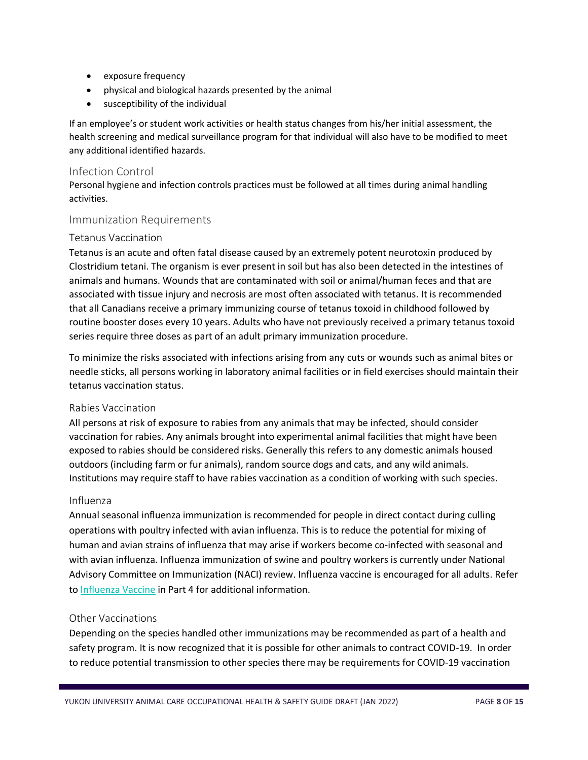- exposure frequency
- physical and biological hazards presented by the animal
- susceptibility of the individual

If an employee's or student work activities or health status changes from his/her initial assessment, the health screening and medical surveillance program for that individual will also have to be modified to meet any additional identified hazards.

## Infection Control

Personal hygiene and infection controls practices must be followed at all times during animal handling activities.

## Immunization Requirements

### Tetanus Vaccination

Tetanus is an acute and often fatal disease caused by an extremely potent neurotoxin produced by Clostridium tetani. The organism is ever present in soil but has also been detected in the intestines of animals and humans. Wounds that are contaminated with soil or animal/human feces and that are associated with tissue injury and necrosis are most often associated with tetanus. It is recommended that all Canadians receive a primary immunizing course of tetanus toxoid in childhood followed by routine booster doses every 10 years. Adults who have not previously received a primary tetanus toxoid series require three doses as part of an adult primary immunization procedure.

To minimize the risks associated with infections arising from any cuts or wounds such as animal bites or needle sticks, all persons working in laboratory animal facilities or in field exercises should maintain their tetanus vaccination status.

### Rabies Vaccination

All persons at risk of exposure to rabies from any animals that may be infected, should consider vaccination for rabies. Any animals brought into experimental animal facilities that might have been exposed to rabies should be considered risks. Generally this refers to any domestic animals housed outdoors (including farm or fur animals), random source dogs and cats, and any wild animals. Institutions may require staff to have rabies vaccination as a condition of working with such species.

### Influenza

Annual seasonal influenza immunization is recommended for people in direct contact during culling operations with poultry infected with avian influenza. This is to reduce the potential for mixing of human and avian strains of influenza that may arise if workers become co-infected with seasonal and with avian influenza. Influenza immunization of swine and poultry workers is currently under National Advisory Committee on Immunization (NACI) review. Influenza vaccine is encouraged for all adults. Refer to Influenza Vaccine in Part 4 for additional information.

### Other Vaccinations

Depending on the species handled other immunizations may be recommended as part of a health and safety program. It is now recognized that it is possible for other animals to contract COVID-19. In order to reduce potential transmission to other species there may be requirements for COVID-19 vaccination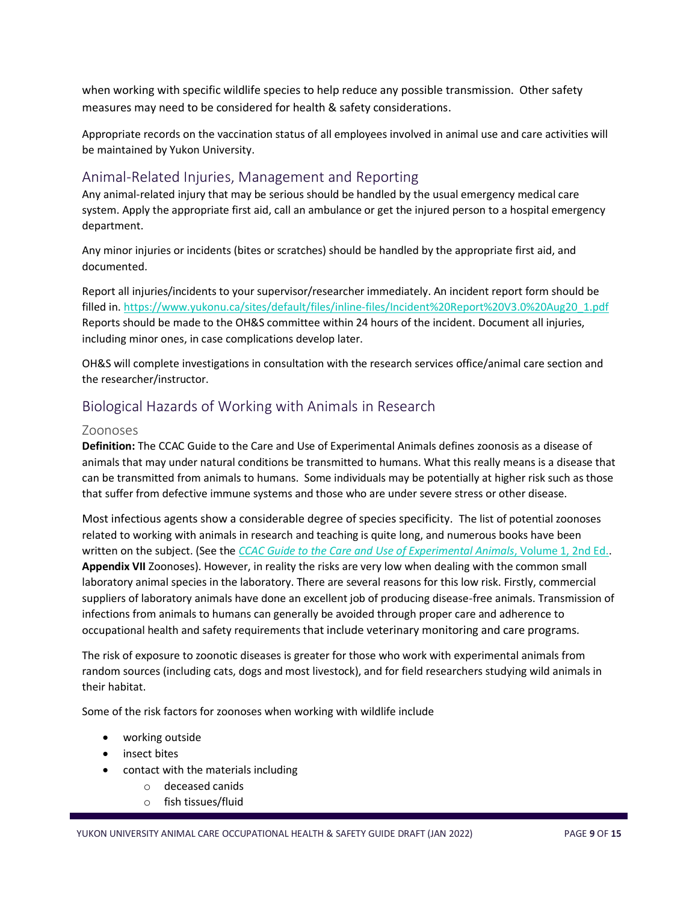when working with specific wildlife species to help reduce any possible transmission. Other safety measures may need to be considered for health & safety considerations.

Appropriate records on the vaccination status of all employees involved in animal use and care activities will be maintained by Yukon University.

## Animal-Related Injuries, Management and Reporting

Any animal-related injury that may be serious should be handled by the usual emergency medical care system. Apply the appropriate first aid, call an ambulance or get the injured person to a hospital emergency department.

Any minor injuries or incidents (bites or scratches) should be handled by the appropriate first aid, and documented.

Report all injuries/incidents to your supervisor/researcher immediately. An incident report form should be filled in. https://www.yukonu.ca/sites/default/files/inline-files/Incident%20Report%20V3.0%20Aug20_1.pdf Reports should be made to the OH&S committee within 24 hours of the incident. Document all injuries, including minor ones, in case complications develop later.

OH&S will complete investigations in consultation with the research services office/animal care section and the researcher/instructor.

## Biological Hazards of Working with Animals in Research

### Zoonoses

**Definition:** The CCAC Guide to the Care and Use of Experimental Animals defines zoonosis as a disease of animals that may under natural conditions be transmitted to humans. What this really means is a disease that can be transmitted from animals to humans. Some individuals may be potentially at higher risk such as those that suffer from defective immune systems and those who are under severe stress or other disease.

Most infectious agents show a considerable degree of species specificity. The list of potential zoonoses related to working with animals in research and teaching is quite long, and numerous books have been written on the subject. (See the *CCAC Guide to the Care and Use of Experimental Animals*, Volume 1, 2nd Ed.. **Appendix VII** Zoonoses). However, in reality the risks are very low when dealing with the common small laboratory animal species in the laboratory. There are several reasons for this low risk. Firstly, commercial suppliers of laboratory animals have done an excellent job of producing disease-free animals. Transmission of infections from animals to humans can generally be avoided through proper care and adherence to occupational health and safety requirements that include veterinary monitoring and care programs.

The risk of exposure to zoonotic diseases is greater for those who work with experimental animals from random sources (including cats, dogs and most livestock), and for field researchers studying wild animals in their habitat.

Some of the risk factors for zoonoses when working with wildlife include

- working outside
- insect bites
- contact with the materials including
  - deceased canids
  - fish tissues/fluid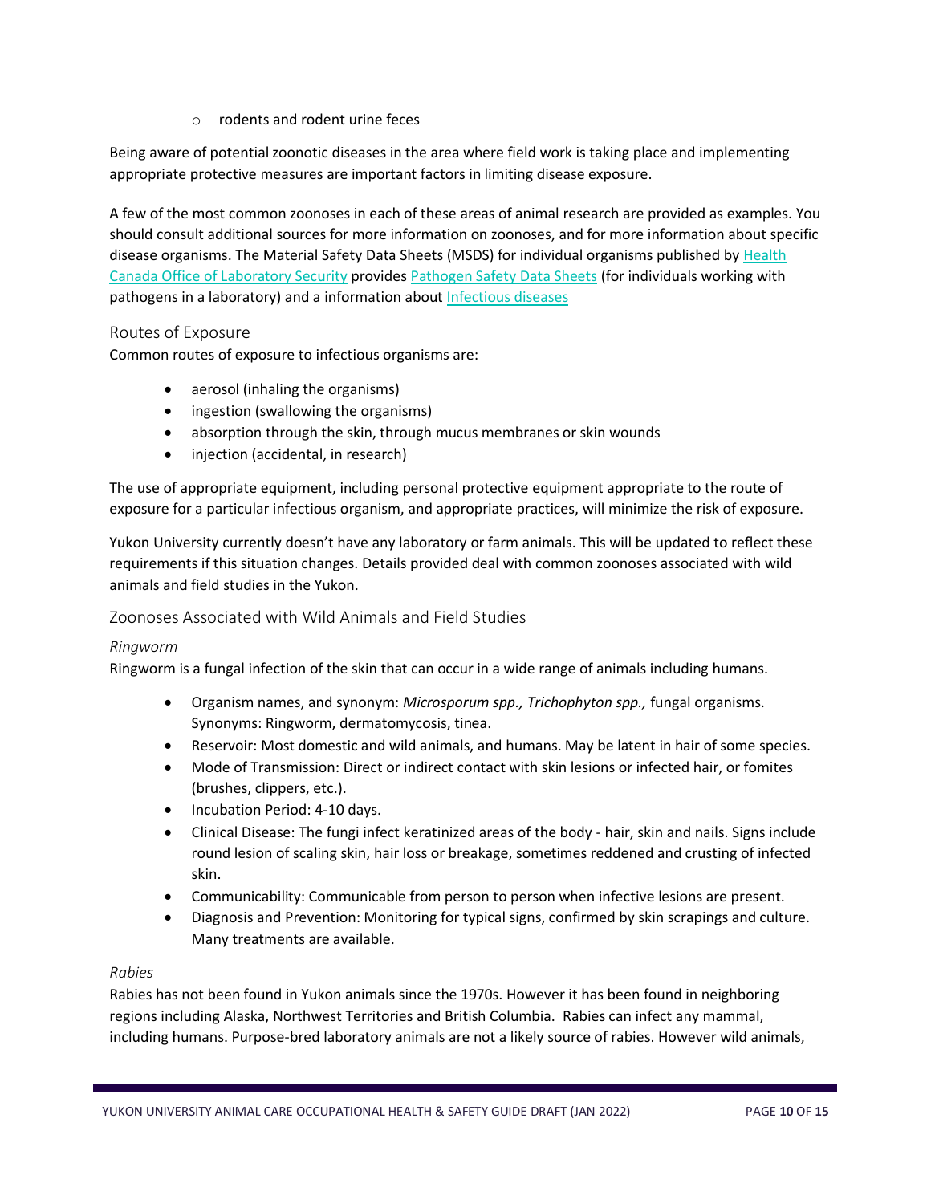- rodents and rodent urine feces

Being aware of potential zoonotic diseases in the area where field work is taking place and implementing appropriate protective measures are important factors in limiting disease exposure.

A few of the most common zoonoses in each of these areas of animal research are provided as examples. You should consult additional sources for more information on zoonoses, and for more information about specific disease organisms. The Material Safety Data Sheets (MSDS) for individual organisms published by Health Canada Office of Laboratory Security provides Pathogen Safety Data Sheets (for individuals working with pathogens in a laboratory) and a information about Infectious diseases

## Routes of Exposure

Common routes of exposure to infectious organisms are:

- aerosol (inhaling the organisms)
- ingestion (swallowing the organisms)
- absorption through the skin, through mucus membranes or skin wounds
- injection (accidental, in research)

The use of appropriate equipment, including personal protective equipment appropriate to the route of exposure for a particular infectious organism, and appropriate practices, will minimize the risk of exposure.

Yukon University currently doesn't have any laboratory or farm animals. This will be updated to reflect these requirements if this situation changes. Details provided deal with common zoonoses associated with wild animals and field studies in the Yukon.

## Zoonoses Associated with Wild Animals and Field Studies

### *Ringworm*

Ringworm is a fungal infection of the skin that can occur in a wide range of animals including humans.

- Organism names, and synonym: *Microsporum spp., Trichophyton spp.,* fungal organisms. Synonyms: Ringworm, dermatomycosis, tinea.
- Reservoir: Most domestic and wild animals, and humans. May be latent in hair of some species.
- Mode of Transmission: Direct or indirect contact with skin lesions or infected hair, or fomites (brushes, clippers, etc.).
- Incubation Period: 4-10 days.
- Clinical Disease: The fungi infect keratinized areas of the body - hair, skin and nails. Signs include round lesion of scaling skin, hair loss or breakage, sometimes reddened and crusting of infected skin.
- Communicability: Communicable from person to person when infective lesions are present.
- Diagnosis and Prevention: Monitoring for typical signs, confirmed by skin scrapings and culture. Many treatments are available.

### *Rabies*

Rabies has not been found in Yukon animals since the 1970s. However it has been found in neighboring regions including Alaska, Northwest Territories and British Columbia. Rabies can infect any mammal, including humans. Purpose-bred laboratory animals are not a likely source of rabies. However wild animals,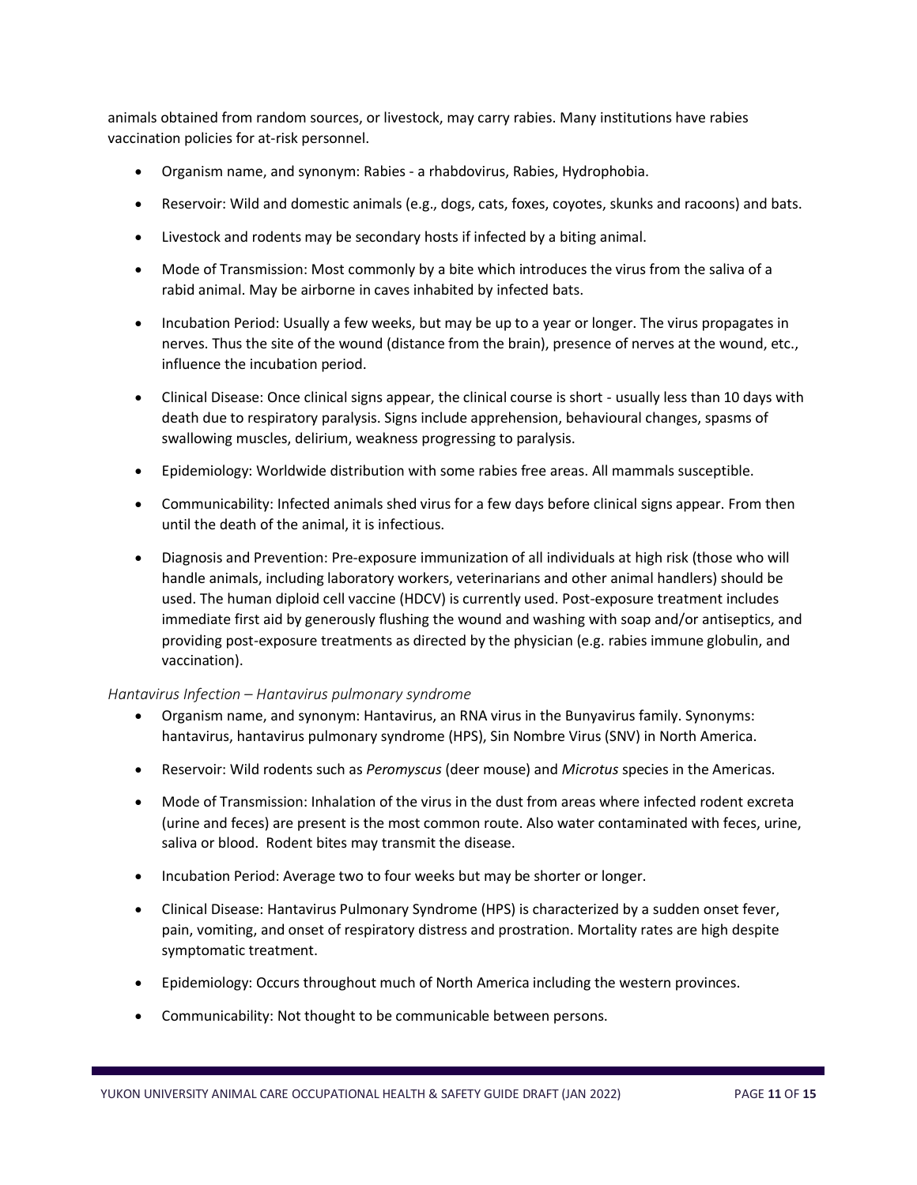animals obtained from random sources, or livestock, may carry rabies. Many institutions have rabies vaccination policies for at-risk personnel.

- Organism name, and synonym: Rabies - a rhabdovirus, Rabies, Hydrophobia.
- Reservoir: Wild and domestic animals (e.g., dogs, cats, foxes, coyotes, skunks and racoons) and bats.
- Livestock and rodents may be secondary hosts if infected by a biting animal.
- Mode of Transmission: Most commonly by a bite which introduces the virus from the saliva of a rabid animal. May be airborne in caves inhabited by infected bats.
- Incubation Period: Usually a few weeks, but may be up to a year or longer. The virus propagates in nerves. Thus the site of the wound (distance from the brain), presence of nerves at the wound, etc., influence the incubation period.
- Clinical Disease: Once clinical signs appear, the clinical course is short - usually less than 10 days with death due to respiratory paralysis. Signs include apprehension, behavioural changes, spasms of swallowing muscles, delirium, weakness progressing to paralysis.
- Epidemiology: Worldwide distribution with some rabies free areas. All mammals susceptible.
- Communicability: Infected animals shed virus for a few days before clinical signs appear. From then until the death of the animal, it is infectious.
- Diagnosis and Prevention: Pre-exposure immunization of all individuals at high risk (those who will handle animals, including laboratory workers, veterinarians and other animal handlers) should be used. The human diploid cell vaccine (HDCV) is currently used. Post-exposure treatment includes immediate first aid by generously flushing the wound and washing with soap and/or antiseptics, and providing post-exposure treatments as directed by the physician (e.g. rabies immune globulin, and vaccination).

*Hantavirus Infection – Hantavirus pulmonary syndrome*

- Organism name, and synonym: Hantavirus, an RNA virus in the Bunyavirus family. Synonyms: hantavirus, hantavirus pulmonary syndrome (HPS), Sin Nombre Virus (SNV) in North America.
- Reservoir: Wild rodents such as *Peromyscus* (deer mouse) and *Microtus* species in the Americas.
- Mode of Transmission: Inhalation of the virus in the dust from areas where infected rodent excreta (urine and feces) are present is the most common route. Also water contaminated with feces, urine, saliva or blood. Rodent bites may transmit the disease.
- Incubation Period: Average two to four weeks but may be shorter or longer.
- Clinical Disease: Hantavirus Pulmonary Syndrome (HPS) is characterized by a sudden onset fever, pain, vomiting, and onset of respiratory distress and prostration. Mortality rates are high despite symptomatic treatment.
- Epidemiology: Occurs throughout much of North America including the western provinces.
- Communicability: Not thought to be communicable between persons.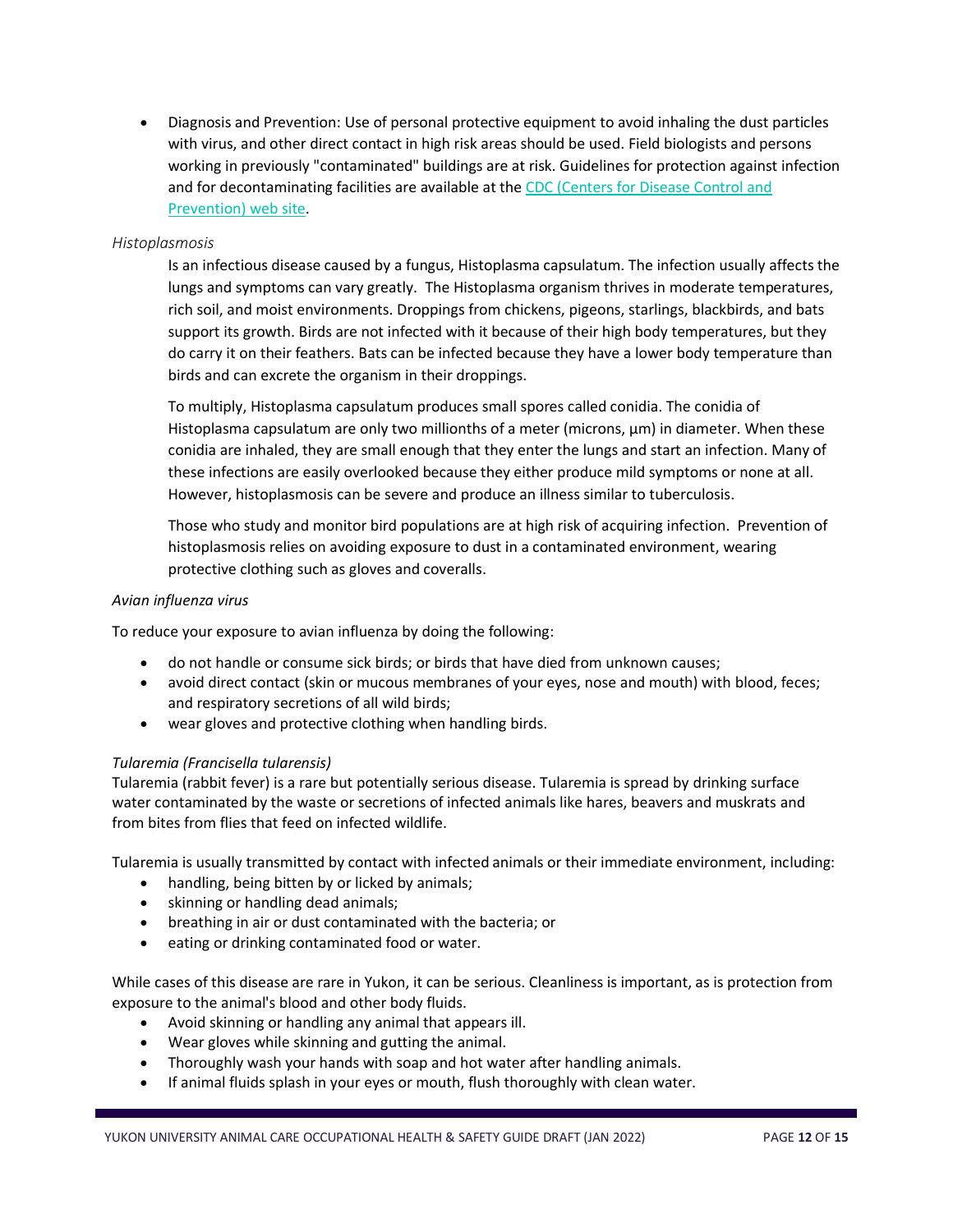- Diagnosis and Prevention: Use of personal protective equipment to avoid inhaling the dust particles with virus, and other direct contact in high risk areas should be used. Field biologists and persons working in previously "contaminated" buildings are at risk. Guidelines for protection against infection and for decontaminating facilities are available at the [CDC (Centers for Disease Control and Prevention) web site](#).

*Histoplasmosis*

Is an infectious disease caused by a fungus, Histoplasma capsulatum. The infection usually affects the lungs and symptoms can vary greatly. The Histoplasma organism thrives in moderate temperatures, rich soil, and moist environments. Droppings from chickens, pigeons, starlings, blackbirds, and bats support its growth. Birds are not infected with it because of their high body temperatures, but they do carry it on their feathers. Bats can be infected because they have a lower body temperature than birds and can excrete the organism in their droppings.

To multiply, Histoplasma capsulatum produces small spores called conidia. The conidia of Histoplasma capsulatum are only two millionths of a meter (microns, µm) in diameter. When these conidia are inhaled, they are small enough that they enter the lungs and start an infection. Many of these infections are easily overlooked because they either produce mild symptoms or none at all. However, histoplasmosis can be severe and produce an illness similar to tuberculosis.

Those who study and monitor bird populations are at high risk of acquiring infection. Prevention of histoplasmosis relies on avoiding exposure to dust in a contaminated environment, wearing protective clothing such as gloves and coveralls.

*Avian influenza virus*

To reduce your exposure to avian influenza by doing the following:

- do not handle or consume sick birds; or birds that have died from unknown causes;
- avoid direct contact (skin or mucous membranes of your eyes, nose and mouth) with blood, feces; and respiratory secretions of all wild birds;
- wear gloves and protective clothing when handling birds.

*Tularemia (Francisella tularensis)*

Tularemia (rabbit fever) is a rare but potentially serious disease. Tularemia is spread by drinking surface water contaminated by the waste or secretions of infected animals like hares, beavers and muskrats and from bites from flies that feed on infected wildlife.

Tularemia is usually transmitted by contact with infected animals or their immediate environment, including:

- handling, being bitten by or licked by animals;
- skinning or handling dead animals;
- breathing in air or dust contaminated with the bacteria; or
- eating or drinking contaminated food or water.

While cases of this disease are rare in Yukon, it can be serious. Cleanliness is important, as is protection from exposure to the animal's blood and other body fluids.

- Avoid skinning or handling any animal that appears ill.
- Wear gloves while skinning and gutting the animal.
- Thoroughly wash your hands with soap and hot water after handling animals.
- If animal fluids splash in your eyes or mouth, flush thoroughly with clean water.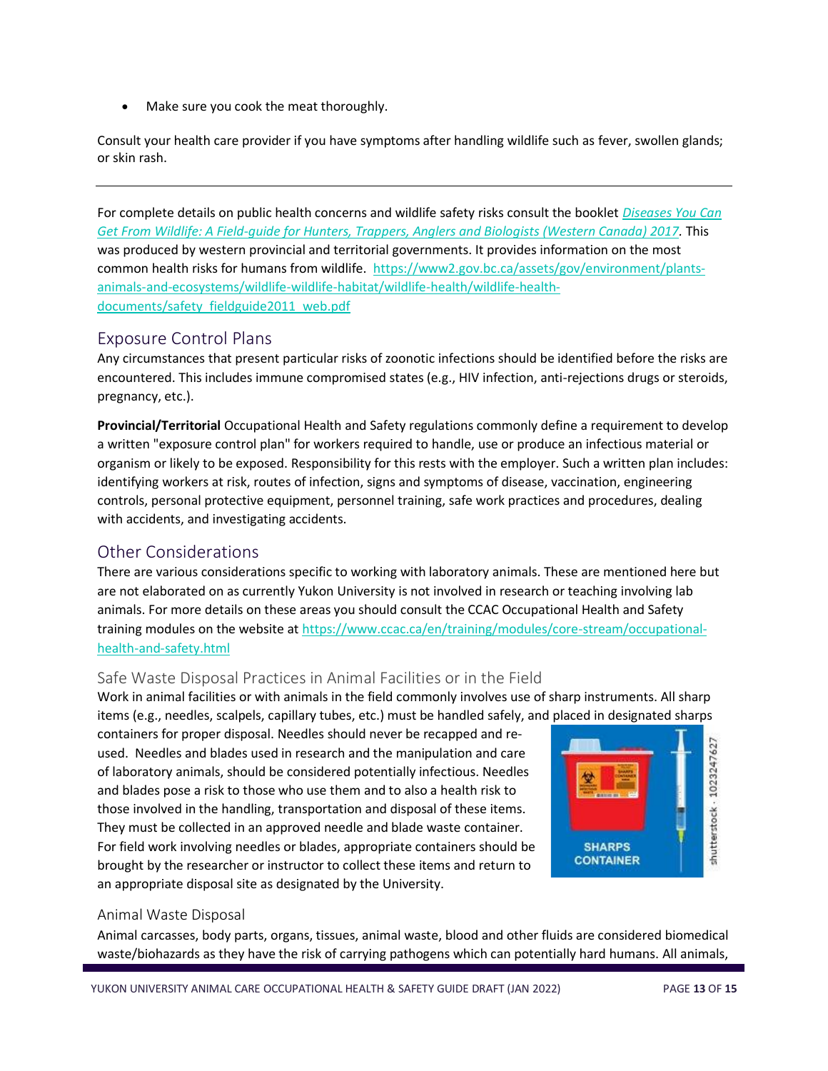- Make sure you cook the meat thoroughly.

Consult your health care provider if you have symptoms after handling wildlife such as fever, swollen glands; or skin rash.

---

For complete details on public health concerns and wildlife safety risks consult the booklet *Diseases You Can Get From Wildlife: A Field-guide for Hunters, Trappers, Anglers and Biologists (Western Canada) 2017.* This was produced by western provincial and territorial governments. It provides information on the most common health risks for humans from wildlife. https://www2.gov.bc.ca/assets/gov/environment/plants-animals-and-ecosystems/wildlife-wildlife-habitat/wildlife-health/wildlife-health-documents/safety_fieldguide2011_web.pdf

## Exposure Control Plans

Any circumstances that present particular risks of zoonotic infections should be identified before the risks are encountered. This includes immune compromised states (e.g., HIV infection, anti-rejections drugs or steroids, pregnancy, etc.).

**Provincial/Territorial** Occupational Health and Safety regulations commonly define a requirement to develop a written "exposure control plan" for workers required to handle, use or produce an infectious material or organism or likely to be exposed. Responsibility for this rests with the employer. Such a written plan includes: identifying workers at risk, routes of infection, signs and symptoms of disease, vaccination, engineering controls, personal protective equipment, personnel training, safe work practices and procedures, dealing with accidents, and investigating accidents.

## Other Considerations

There are various considerations specific to working with laboratory animals. These are mentioned here but are not elaborated on as currently Yukon University is not involved in research or teaching involving lab animals. For more details on these areas you should consult the CCAC Occupational Health and Safety training modules on the website at https://www.ccac.ca/en/training/modules/core-stream/occupational-health-and-safety.html

### Safe Waste Disposal Practices in Animal Facilities or in the Field

Work in animal facilities or with animals in the field commonly involves use of sharp instruments. All sharp items (e.g., needles, scalpels, capillary tubes, etc.) must be handled safely, and placed in designated sharps containers for proper disposal. Needles should never be recapped and re-used. Needles and blades used in research and the manipulation and care of laboratory animals, should be considered potentially infectious. Needles and blades pose a risk to those who use them and to also a health risk to those involved in the handling, transportation and disposal of these items. They must be collected in an approved needle and blade waste container. For field work involving needles or blades, appropriate containers should be brought by the researcher or instructor to collect these items and return to an appropriate disposal site as designated by the University.

### Animal Waste Disposal

Animal carcasses, body parts, organs, tissues, animal waste, blood and other fluids are considered biomedical waste/biohazards as they have the risk of carrying pathogens which can potentially hard humans. All animals,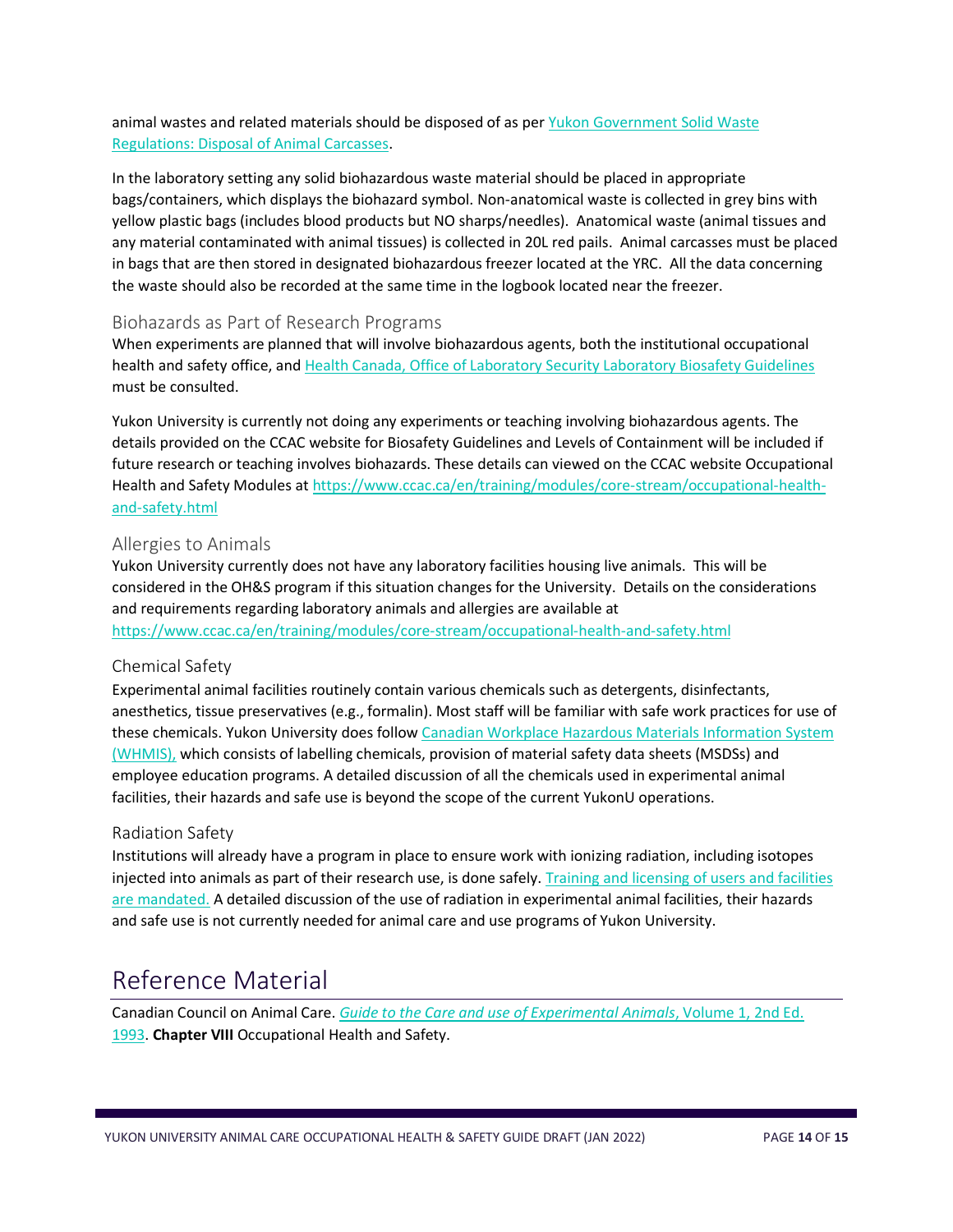animal wastes and related materials should be disposed of as per [Yukon Government Solid Waste Regulations: Disposal of Animal Carcasses](#).

In the laboratory setting any solid biohazardous waste material should be placed in appropriate bags/containers, which displays the biohazard symbol. Non-anatomical waste is collected in grey bins with yellow plastic bags (includes blood products but NO sharps/needles). Anatomical waste (animal tissues and any material contaminated with animal tissues) is collected in 20L red pails. Animal carcasses must be placed in bags that are then stored in designated biohazardous freezer located at the YRC. All the data concerning the waste should also be recorded at the same time in the logbook located near the freezer.

### Biohazards as Part of Research Programs

When experiments are planned that will involve biohazardous agents, both the institutional occupational health and safety office, and [Health Canada, Office of Laboratory Security Laboratory Biosafety Guidelines](#) must be consulted.

Yukon University is currently not doing any experiments or teaching involving biohazardous agents. The details provided on the CCAC website for Biosafety Guidelines and Levels of Containment will be included if future research or teaching involves biohazards. These details can viewed on the CCAC website Occupational Health and Safety Modules at https://www.ccac.ca/en/training/modules/core-stream/occupational-health-and-safety.html

### Allergies to Animals

Yukon University currently does not have any laboratory facilities housing live animals. This will be considered in the OH&S program if this situation changes for the University. Details on the considerations and requirements regarding laboratory animals and allergies are available at https://www.ccac.ca/en/training/modules/core-stream/occupational-health-and-safety.html

### Chemical Safety

Experimental animal facilities routinely contain various chemicals such as detergents, disinfectants, anesthetics, tissue preservatives (e.g., formalin). Most staff will be familiar with safe work practices for use of these chemicals. Yukon University does follow [Canadian Workplace Hazardous Materials Information System (WHMIS),](#) which consists of labelling chemicals, provision of material safety data sheets (MSDSs) and employee education programs. A detailed discussion of all the chemicals used in experimental animal facilities, their hazards and safe use is beyond the scope of the current YukonU operations.

### Radiation Safety

Institutions will already have a program in place to ensure work with ionizing radiation, including isotopes injected into animals as part of their research use, is done safely. [Training and licensing of users and facilities are mandated.](#) A detailed discussion of the use of radiation in experimental animal facilities, their hazards and safe use is not currently needed for animal care and use programs of Yukon University.

## Reference Material

Canadian Council on Animal Care. *Guide to the Care and use of Experimental Animals*, Volume 1, 2nd Ed. 1993. **Chapter VIII** Occupational Health and Safety.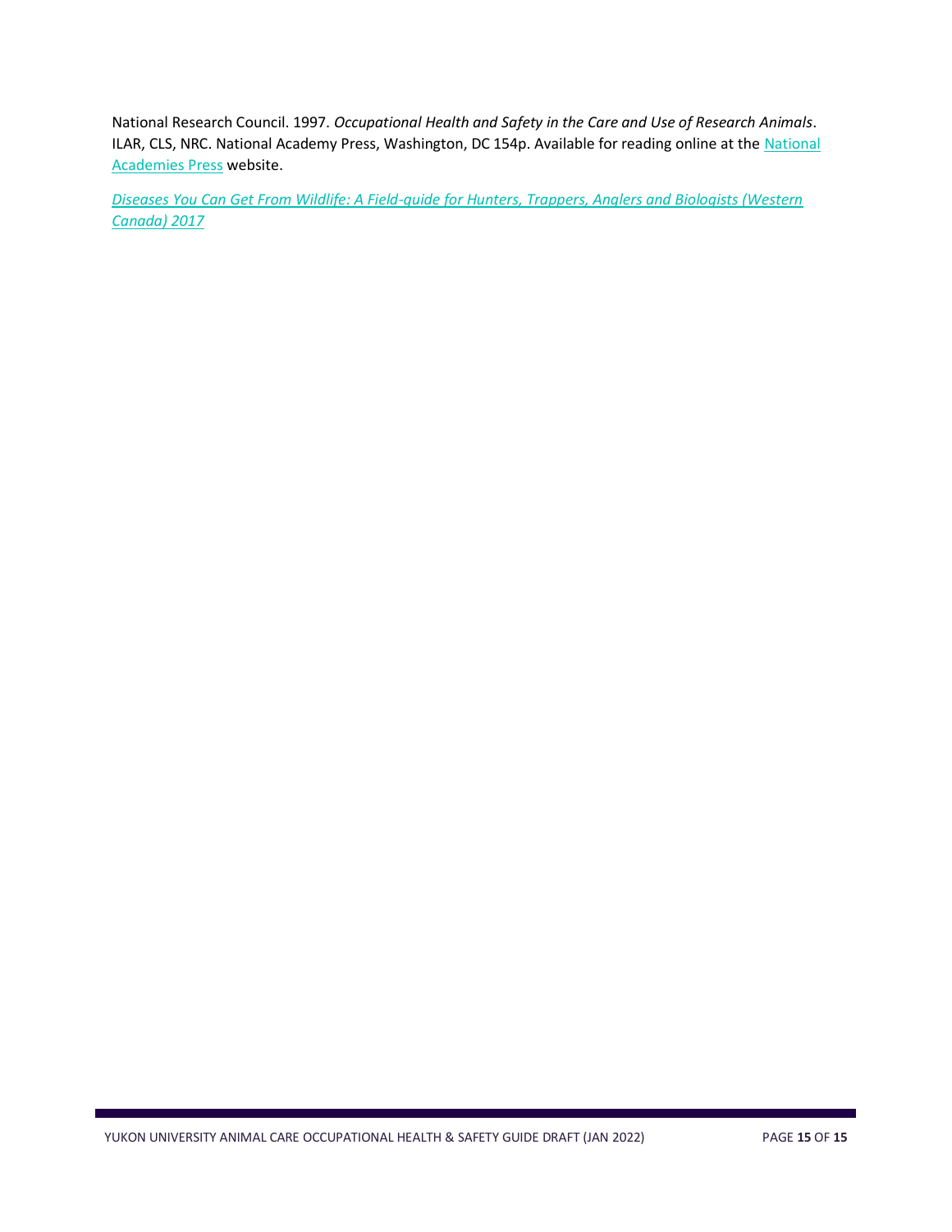National Research Council. 1997. *Occupational Health and Safety in the Care and Use of Research Animals*. ILAR, CLS, NRC. National Academy Press, Washington, DC 154p. Available for reading online at the National Academies Press website.

*Diseases You Can Get From Wildlife: A Field-guide for Hunters, Trappers, Anglers and Biologists (Western Canada) 2017*